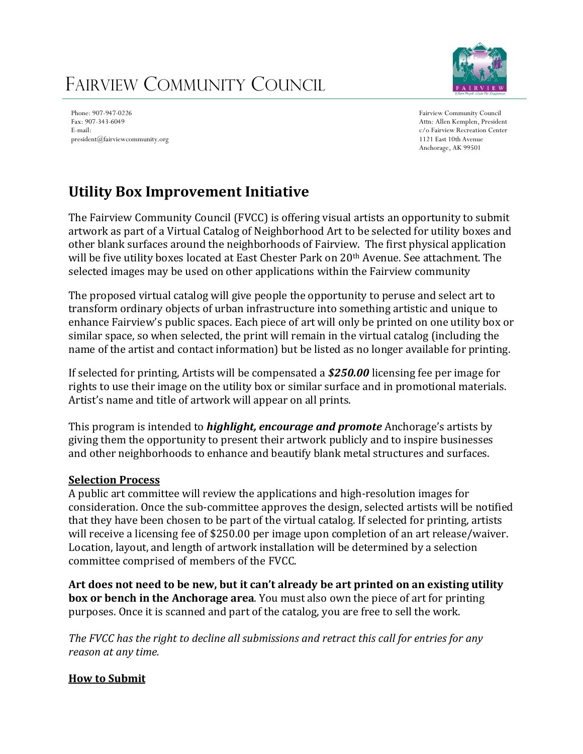# Fairview Community Council

Phone: 907-947-0226
Fax: 907-343-6049
E-mail:
president@fairviewcommunity.org

Fairview Community Council
Attn: Allen Kemplen, President
c/o Fairview Recreation Center
1121 East 10th Avenue
Anchorage, AK 99501

## Utility Box Improvement Initiative

The Fairview Community Council (FVCC) is offering visual artists an opportunity to submit artwork as part of a Virtual Catalog of Neighborhood Art to be selected for utility boxes and other blank surfaces around the neighborhoods of Fairview. The first physical application will be five utility boxes located at East Chester Park on 20th Avenue. See attachment. The selected images may be used on other applications within the Fairview community

The proposed virtual catalog will give people the opportunity to peruse and select art to transform ordinary objects of urban infrastructure into something artistic and unique to enhance Fairview's public spaces. Each piece of art will only be printed on one utility box or similar space, so when selected, the print will remain in the virtual catalog (including the name of the artist and contact information) but be listed as no longer available for printing.

If selected for printing, Artists will be compensated a ***$250.00*** licensing fee per image for rights to use their image on the utility box or similar surface and in promotional materials. Artist's name and title of artwork will appear on all prints.

This program is intended to ***highlight, encourage and promote*** Anchorage's artists by giving them the opportunity to present their artwork publicly and to inspire businesses and other neighborhoods to enhance and beautify blank metal structures and surfaces.

### Selection Process

A public art committee will review the applications and high-resolution images for consideration. Once the sub-committee approves the design, selected artists will be notified that they have been chosen to be part of the virtual catalog. If selected for printing, artists will receive a licensing fee of $250.00 per image upon completion of an art release/waiver. Location, layout, and length of artwork installation will be determined by a selection committee comprised of members of the FVCC.

**Art does not need to be new, but it can't already be art printed on an existing utility box or bench in the Anchorage area**. You must also own the piece of art for printing purposes. Once it is scanned and part of the catalog, you are free to sell the work.

*The FVCC has the right to decline all submissions and retract this call for entries for any reason at any time.*

### How to Submit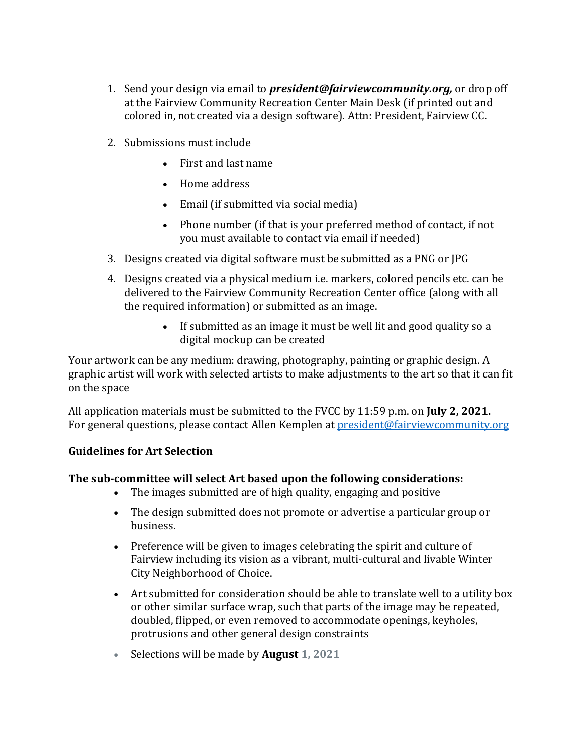1. Send your design via email to ***president@fairviewcommunity.org,*** or drop off at the Fairview Community Recreation Center Main Desk (if printed out and colored in, not created via a design software). Attn: President, Fairview CC.

2. Submissions must include
    - First and last name
    - Home address
    - Email (if submitted via social media)
    - Phone number (if that is your preferred method of contact, if not you must available to contact via email if needed)

3. Designs created via digital software must be submitted as a PNG or JPG

4. Designs created via a physical medium i.e. markers, colored pencils etc. can be delivered to the Fairview Community Recreation Center office (along with all the required information) or submitted as an image.
    - If submitted as an image it must be well lit and good quality so a digital mockup can be created

Your artwork can be any medium: drawing, photography, painting or graphic design. A graphic artist will work with selected artists to make adjustments to the art so that it can fit on the space

All application materials must be submitted to the FVCC by 11:59 p.m. on **July 2, 2021.** For general questions, please contact Allen Kemplen at president@fairviewcommunity.org

## Guidelines for Art Selection

**The sub-committee will select Art based upon the following considerations:**

- The images submitted are of high quality, engaging and positive
- The design submitted does not promote or advertise a particular group or business.
- Preference will be given to images celebrating the spirit and culture of Fairview including its vision as a vibrant, multi-cultural and livable Winter City Neighborhood of Choice.
- Art submitted for consideration should be able to translate well to a utility box or other similar surface wrap, such that parts of the image may be repeated, doubled, flipped, or even removed to accommodate openings, keyholes, protrusions and other general design constraints
- Selections will be made by **August 1, 2021**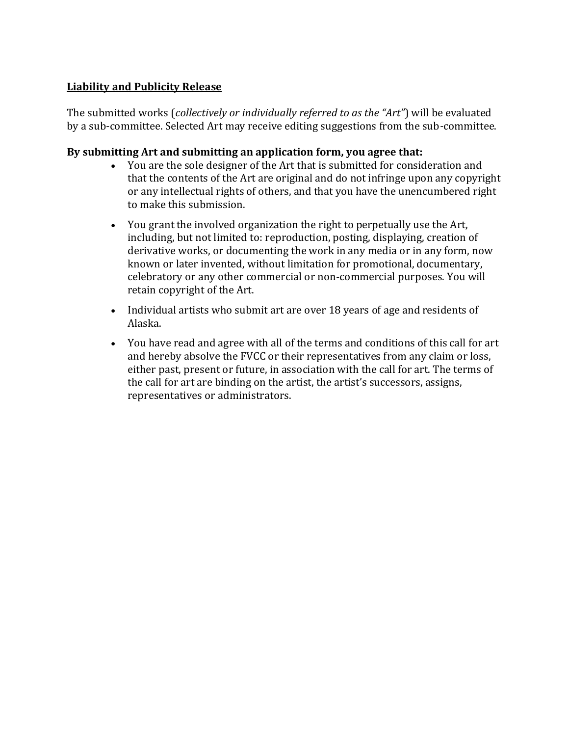**<u>Liability and Publicity Release</u>**

The submitted works (*collectively or individually referred to as the "Art"*) will be evaluated by a sub-committee. Selected Art may receive editing suggestions from the sub-committee.

**By submitting Art and submitting an application form, you agree that:**

- You are the sole designer of the Art that is submitted for consideration and that the contents of the Art are original and do not infringe upon any copyright or any intellectual rights of others, and that you have the unencumbered right to make this submission.
- You grant the involved organization the right to perpetually use the Art, including, but not limited to: reproduction, posting, displaying, creation of derivative works, or documenting the work in any media or in any form, now known or later invented, without limitation for promotional, documentary, celebratory or any other commercial or non-commercial purposes. You will retain copyright of the Art.
- Individual artists who submit art are over 18 years of age and residents of Alaska.
- You have read and agree with all of the terms and conditions of this call for art and hereby absolve the FVCC or their representatives from any claim or loss, either past, present or future, in association with the call for art. The terms of the call for art are binding on the artist, the artist's successors, assigns, representatives or administrators.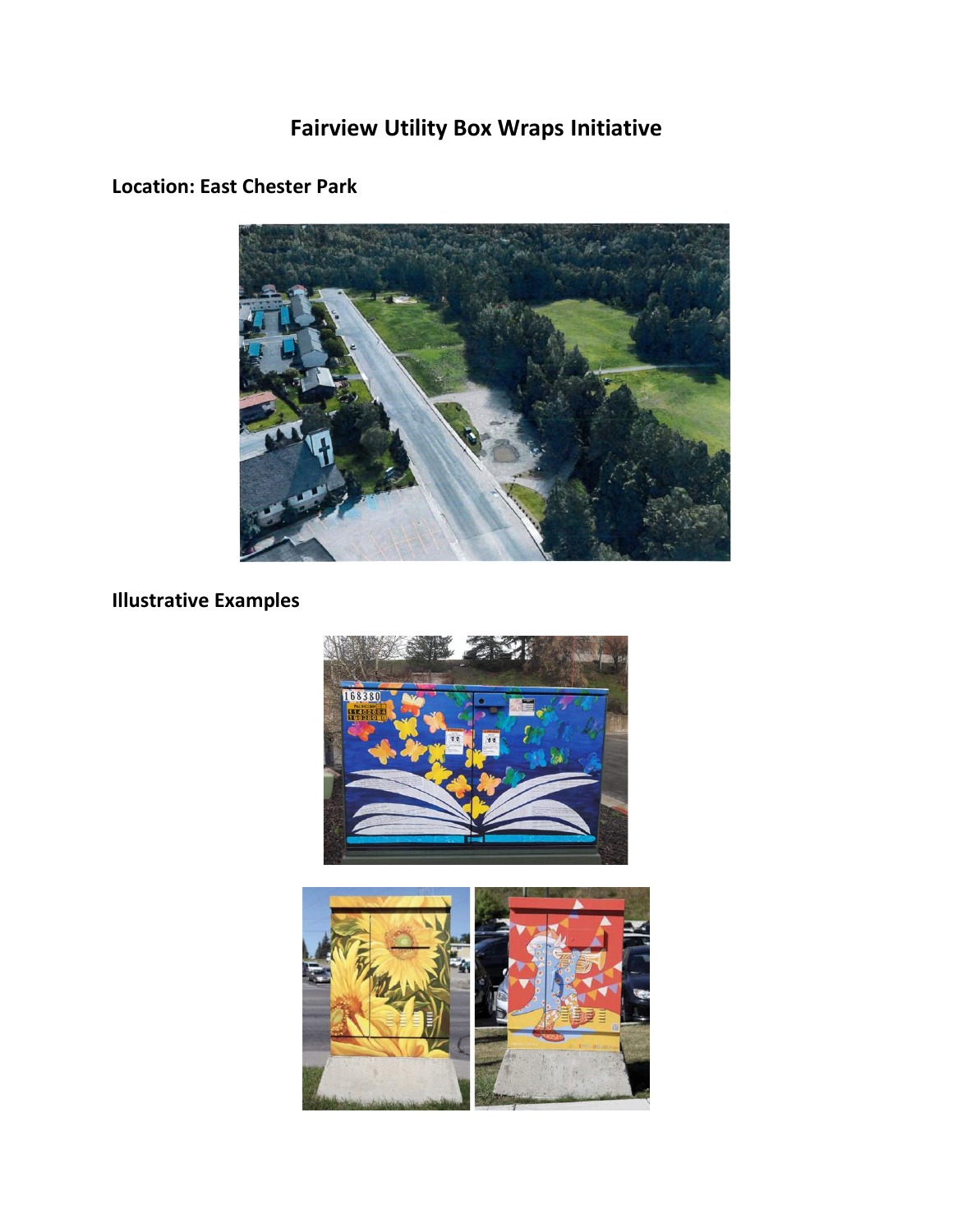# Fairview Utility Box Wraps Initiative

## Location: East Chester Park

## Illustrative Examples